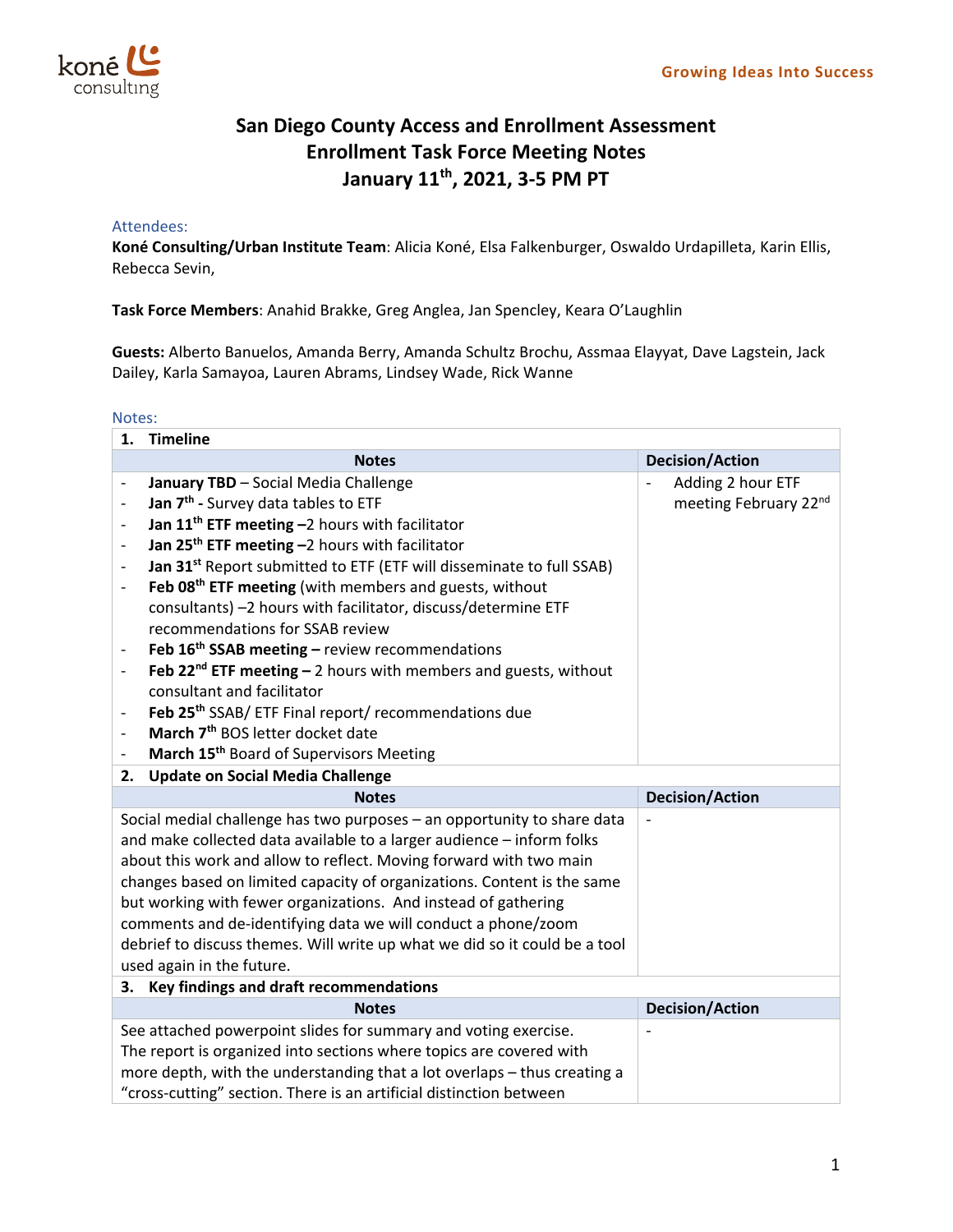# San Diego County Access and Enrollment Assessment
## Enrollment Task Force Meeting Notes
## January 11th, 2021, 3-5 PM PT

### Attendees:

**Koné Consulting/Urban Institute Team**: Alicia Koné, Elsa Falkenburger, Oswaldo Urdapilleta, Karin Ellis, Rebecca Sevin,

**Task Force Members**: Anahid Brakke, Greg Anglea, Jan Spencley, Keara O'Laughlin

**Guests:** Alberto Banuelos, Amanda Berry, Amanda Schultz Brochu, Assmaa Elayyat, Dave Lagstein, Jack Dailey, Karla Samayoa, Lauren Abrams, Lindsey Wade, Rick Wanne

### Notes:

**1. Timeline**

| Notes | Decision/Action |
|---|---|
| - **January TBD** – Social Media Challenge<br>- **Jan 7th -** Survey data tables to ETF<br>- **Jan 11th ETF meeting** –2 hours with facilitator<br>- **Jan 25th ETF meeting** –2 hours with facilitator<br>- **Jan 31st** Report submitted to ETF (ETF will disseminate to full SSAB)<br>- **Feb 08th ETF meeting** (with members and guests, without consultants) –2 hours with facilitator, discuss/determine ETF recommendations for SSAB review<br>- **Feb 16th SSAB meeting –** review recommendations<br>- **Feb 22nd ETF meeting –** 2 hours with members and guests, without consultant and facilitator<br>- **Feb 25th** SSAB/ ETF Final report/ recommendations due<br>- **March 7th** BOS letter docket date<br>- **March 15th** Board of Supervisors Meeting | - Adding 2 hour ETF meeting February 22nd |

**2. Update on Social Media Challenge**

| Notes | Decision/Action |
|---|---|
| Social medial challenge has two purposes – an opportunity to share data and make collected data available to a larger audience – inform folks about this work and allow to reflect. Moving forward with two main changes based on limited capacity of organizations. Content is the same but working with fewer organizations. And instead of gathering comments and de-identifying data we will conduct a phone/zoom debrief to discuss themes. Will write up what we did so it could be a tool used again in the future. | - |

**3. Key findings and draft recommendations**

| Notes | Decision/Action |
|---|---|
| See attached powerpoint slides for summary and voting exercise. The report is organized into sections where topics are covered with more depth, with the understanding that a lot overlaps – thus creating a "cross-cutting" section. There is an artificial distinction between | - |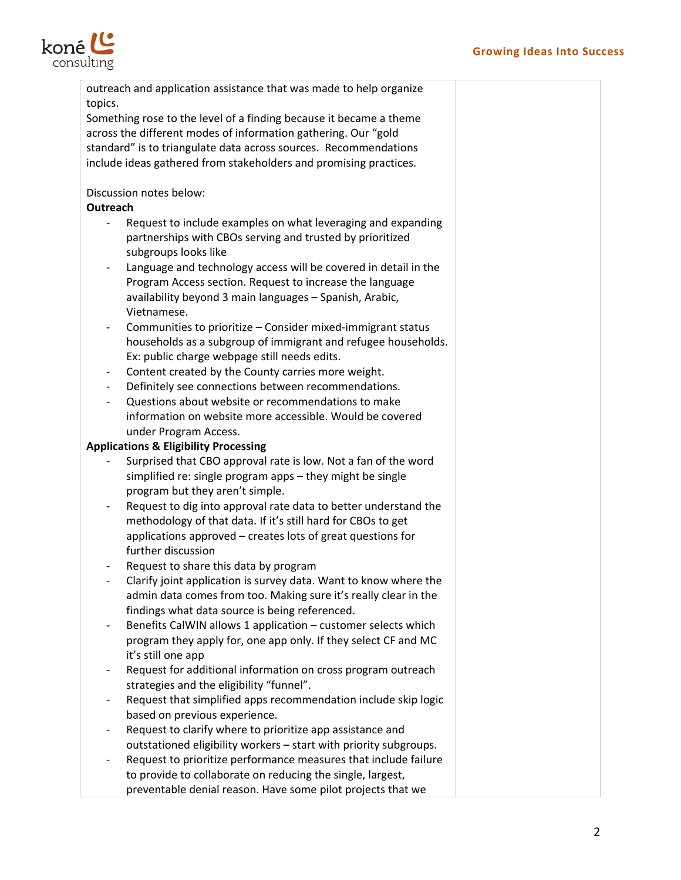outreach and application assistance that was made to help organize topics.

Something rose to the level of a finding because it became a theme across the different modes of information gathering. Our "gold standard" is to triangulate data across sources. Recommendations include ideas gathered from stakeholders and promising practices.

Discussion notes below:

**Outreach**

- Request to include examples on what leveraging and expanding partnerships with CBOs serving and trusted by prioritized subgroups looks like
- Language and technology access will be covered in detail in the Program Access section. Request to increase the language availability beyond 3 main languages – Spanish, Arabic, Vietnamese.
- Communities to prioritize – Consider mixed-immigrant status households as a subgroup of immigrant and refugee households. Ex: public charge webpage still needs edits.
- Content created by the County carries more weight.
- Definitely see connections between recommendations.
- Questions about website or recommendations to make information on website more accessible. Would be covered under Program Access.

**Applications & Eligibility Processing**

- Surprised that CBO approval rate is low. Not a fan of the word simplified re: single program apps – they might be single program but they aren't simple.
- Request to dig into approval rate data to better understand the methodology of that data. If it's still hard for CBOs to get applications approved – creates lots of great questions for further discussion
- Request to share this data by program
- Clarify joint application is survey data. Want to know where the admin data comes from too. Making sure it's really clear in the findings what data source is being referenced.
- Benefits CalWIN allows 1 application – customer selects which program they apply for, one app only. If they select CF and MC it's still one app
- Request for additional information on cross program outreach strategies and the eligibility "funnel".
- Request that simplified apps recommendation include skip logic based on previous experience.
- Request to clarify where to prioritize app assistance and outstationed eligibility workers – start with priority subgroups.
- Request to prioritize performance measures that include failure to provide to collaborate on reducing the single, largest, preventable denial reason. Have some pilot projects that we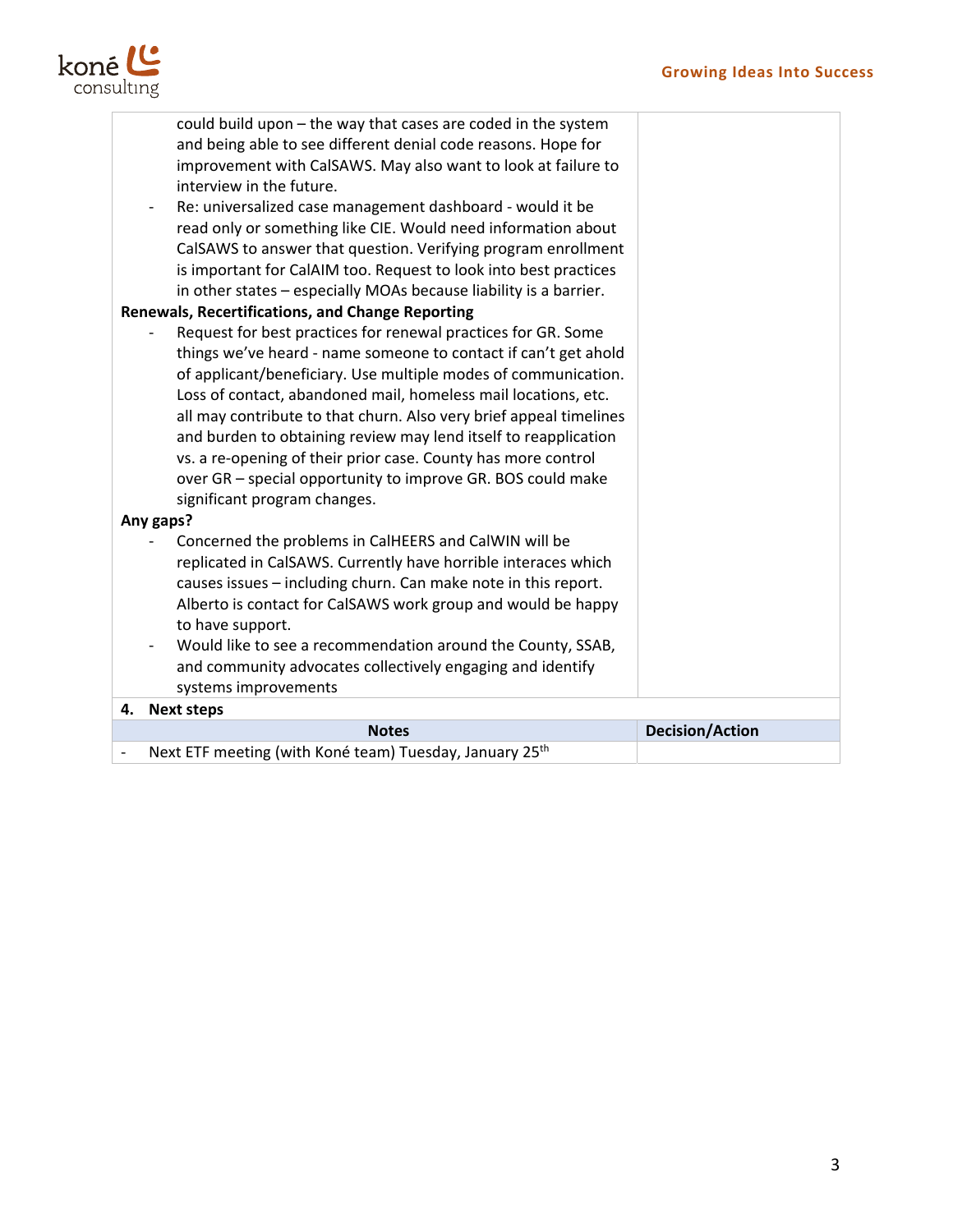| | |
|---|---|
| could build upon – the way that cases are coded in the system and being able to see different denial code reasons. Hope for improvement with CalSAWS. May also want to look at failure to interview in the future.<br>- Re: universalized case management dashboard - would it be read only or something like CIE. Would need information about CalSAWS to answer that question. Verifying program enrollment is important for CalAIM too. Request to look into best practices in other states – especially MOAs because liability is a barrier.<br>**Renewals, Recertifications, and Change Reporting**<br>- Request for best practices for renewal practices for GR. Some things we've heard - name someone to contact if can't get ahold of applicant/beneficiary. Use multiple modes of communication. Loss of contact, abandoned mail, homeless mail locations, etc. all may contribute to that churn. Also very brief appeal timelines and burden to obtaining review may lend itself to reapplication vs. a re-opening of their prior case. County has more control over GR – special opportunity to improve GR. BOS could make significant program changes.<br>**Any gaps?**<br>- Concerned the problems in CalHEERS and CalWIN will be replicated in CalSAWS. Currently have horrible interaces which causes issues – including churn. Can make note in this report. Alberto is contact for CalSAWS work group and would be happy to have support.<br>- Would like to see a recommendation around the County, SSAB, and community advocates collectively engaging and identify systems improvements | |

**4. Next steps**

| Notes | Decision/Action |
|---|---|
| - Next ETF meeting (with Koné team) Tuesday, January 25th | |